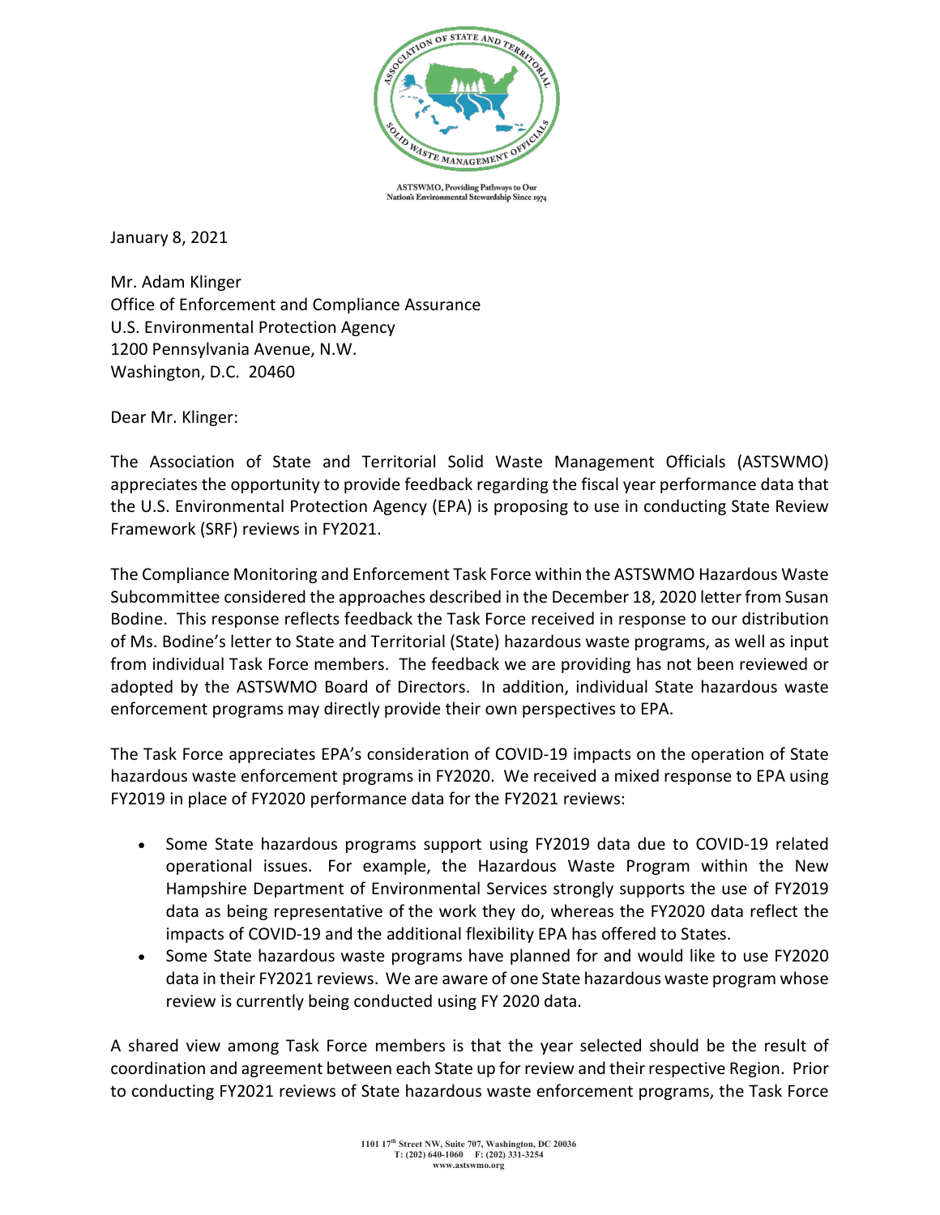ASTSWMO, Providing Pathways to Our Nation's Environmental Stewardship Since 1974

January 8, 2021

Mr. Adam Klinger
Office of Enforcement and Compliance Assurance
U.S. Environmental Protection Agency
1200 Pennsylvania Avenue, N.W.
Washington, D.C. 20460

Dear Mr. Klinger:

The Association of State and Territorial Solid Waste Management Officials (ASTSWMO) appreciates the opportunity to provide feedback regarding the fiscal year performance data that the U.S. Environmental Protection Agency (EPA) is proposing to use in conducting State Review Framework (SRF) reviews in FY2021.

The Compliance Monitoring and Enforcement Task Force within the ASTSWMO Hazardous Waste Subcommittee considered the approaches described in the December 18, 2020 letter from Susan Bodine. This response reflects feedback the Task Force received in response to our distribution of Ms. Bodine's letter to State and Territorial (State) hazardous waste programs, as well as input from individual Task Force members. The feedback we are providing has not been reviewed or adopted by the ASTSWMO Board of Directors. In addition, individual State hazardous waste enforcement programs may directly provide their own perspectives to EPA.

The Task Force appreciates EPA's consideration of COVID-19 impacts on the operation of State hazardous waste enforcement programs in FY2020. We received a mixed response to EPA using FY2019 in place of FY2020 performance data for the FY2021 reviews:

- Some State hazardous programs support using FY2019 data due to COVID-19 related operational issues. For example, the Hazardous Waste Program within the New Hampshire Department of Environmental Services strongly supports the use of FY2019 data as being representative of the work they do, whereas the FY2020 data reflect the impacts of COVID-19 and the additional flexibility EPA has offered to States.
- Some State hazardous waste programs have planned for and would like to use FY2020 data in their FY2021 reviews. We are aware of one State hazardous waste program whose review is currently being conducted using FY 2020 data.

A shared view among Task Force members is that the year selected should be the result of coordination and agreement between each State up for review and their respective Region. Prior to conducting FY2021 reviews of State hazardous waste enforcement programs, the Task Force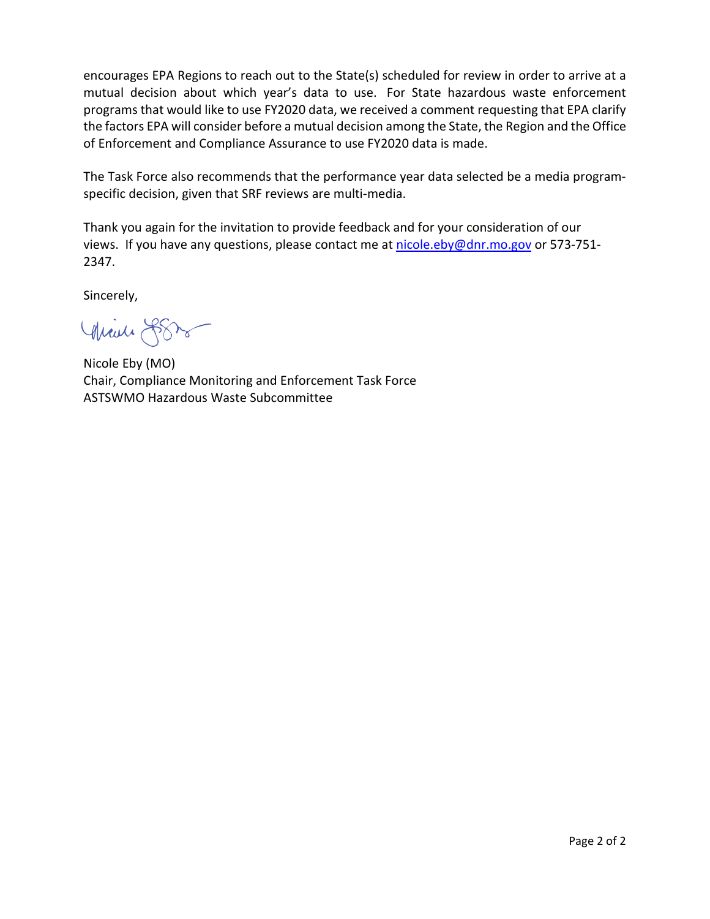encourages EPA Regions to reach out to the State(s) scheduled for review in order to arrive at a mutual decision about which year's data to use. For State hazardous waste enforcement programs that would like to use FY2020 data, we received a comment requesting that EPA clarify the factors EPA will consider before a mutual decision among the State, the Region and the Office of Enforcement and Compliance Assurance to use FY2020 data is made.

The Task Force also recommends that the performance year data selected be a media program-specific decision, given that SRF reviews are multi-media.

Thank you again for the invitation to provide feedback and for your consideration of our views. If you have any questions, please contact me at nicole.eby@dnr.mo.gov or 573-751-2347.

Sincerely,

Nicole Eby (MO)
Chair, Compliance Monitoring and Enforcement Task Force
ASTSWMO Hazardous Waste Subcommittee